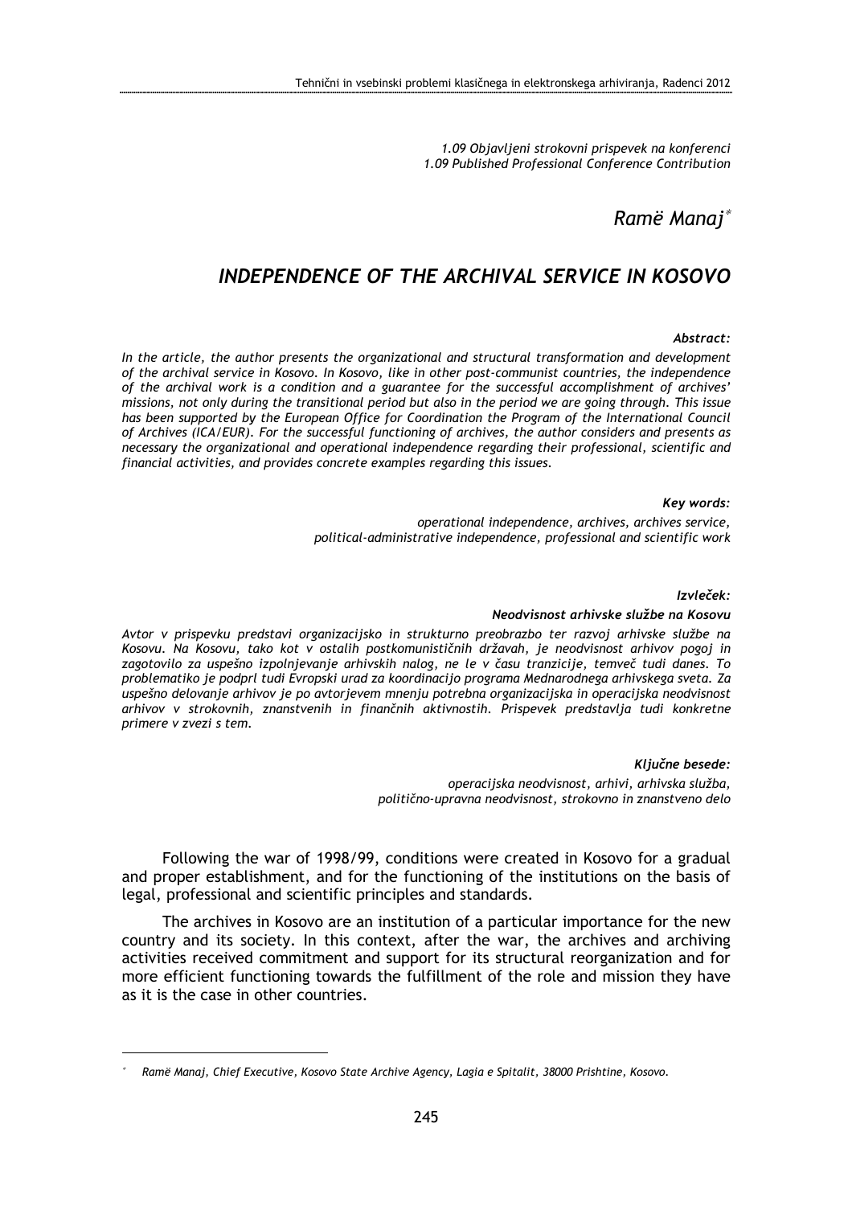*1.09 Objavljeni strokovni prispevek na konferenci*
*1.09 Published Professional Conference Contribution*

*Ramë Manaj*[*]

# *INDEPENDENCE OF THE ARCHIVAL SERVICE IN KOSOVO*

***Abstract:***

*In the article, the author presents the organizational and structural transformation and development of the archival service in Kosovo. In Kosovo, like in other post-communist countries, the independence of the archival work is a condition and a guarantee for the successful accomplishment of archives' missions, not only during the transitional period but also in the period we are going through. This issue has been supported by the European Office for Coordination the Program of the International Council of Archives (ICA/EUR). For the successful functioning of archives, the author considers and presents as necessary the organizational and operational independence regarding their professional, scientific and financial activities, and provides concrete examples regarding this issues.*

***Key words:***

*operational independence, archives, archives service, political-administrative independence, professional and scientific work*

***Izvleček:***

***Neodvisnost arhivske službe na Kosovu***

*Avtor v prispevku predstavi organizacijsko in strukturno preobrazbo ter razvoj arhivske službe na Kosovu. Na Kosovu, tako kot v ostalih postkomunističnih državah, je neodvisnost arhivov pogoj in zagotovilo za uspešno izpolnjevanje arhivskih nalog, ne le v času tranzicije, temveč tudi danes. To problematiko je podprl tudi Evropski urad za koordinacijo programa Mednarodnega arhivskega sveta. Za uspešno delovanje arhivov je po avtorjevem mnenju potrebna organizacijska in operacijska neodvisnost arhivov v strokovnih, znanstvenih in finančnih aktivnostih. Prispevek predstavlja tudi konkretne primere v zvezi s tem.*

***Ključne besede:***

*operacijska neodvisnost, arhivi, arhivska služba, politično-upravna neodvisnost, strokovno in znanstveno delo*

Following the war of 1998/99, conditions were created in Kosovo for a gradual and proper establishment, and for the functioning of the institutions on the basis of legal, professional and scientific principles and standards.

The archives in Kosovo are an institution of a particular importance for the new country and its society. In this context, after the war, the archives and archiving activities received commitment and support for its structural reorganization and for more efficient functioning towards the fulfillment of the role and mission they have as it is the case in other countries.

[*] *Ramë Manaj, Chief Executive, Kosovo State Archive Agency, Lagia e Spitalit, 38000 Prishtine, Kosovo.*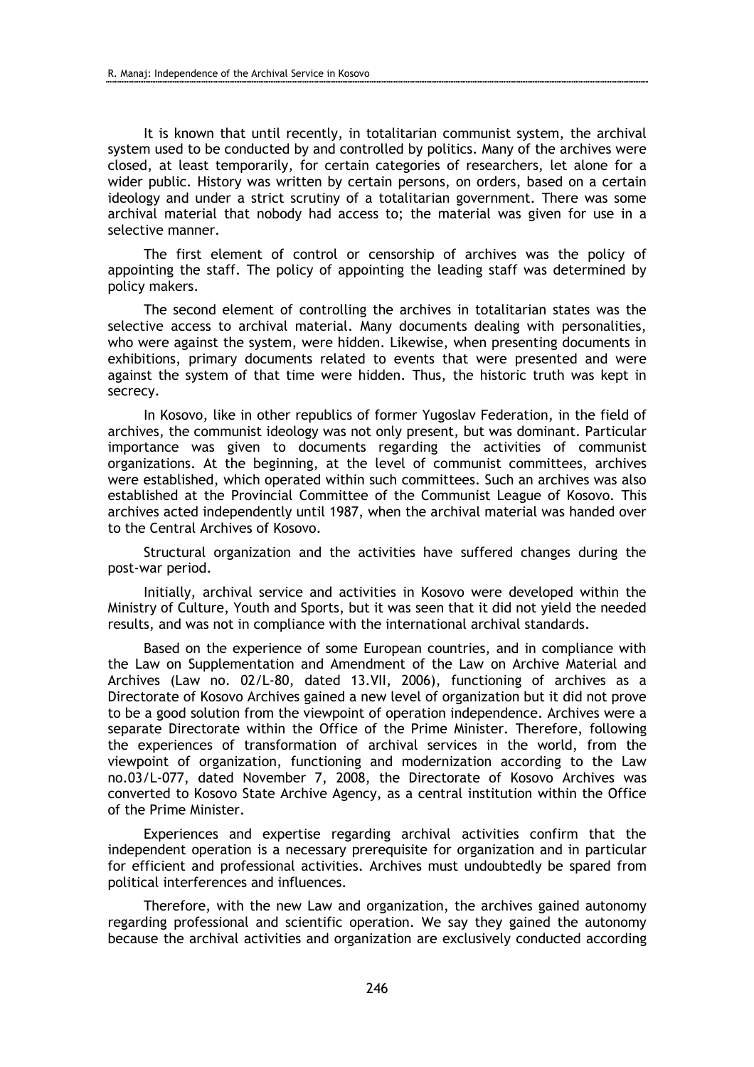It is known that until recently, in totalitarian communist system, the archival system used to be conducted by and controlled by politics. Many of the archives were closed, at least temporarily, for certain categories of researchers, let alone for a wider public. History was written by certain persons, on orders, based on a certain ideology and under a strict scrutiny of a totalitarian government. There was some archival material that nobody had access to; the material was given for use in a selective manner.

The first element of control or censorship of archives was the policy of appointing the staff. The policy of appointing the leading staff was determined by policy makers.

The second element of controlling the archives in totalitarian states was the selective access to archival material. Many documents dealing with personalities, who were against the system, were hidden. Likewise, when presenting documents in exhibitions, primary documents related to events that were presented and were against the system of that time were hidden. Thus, the historic truth was kept in secrecy.

In Kosovo, like in other republics of former Yugoslav Federation, in the field of archives, the communist ideology was not only present, but was dominant. Particular importance was given to documents regarding the activities of communist organizations. At the beginning, at the level of communist committees, archives were established, which operated within such committees. Such an archives was also established at the Provincial Committee of the Communist League of Kosovo. This archives acted independently until 1987, when the archival material was handed over to the Central Archives of Kosovo.

Structural organization and the activities have suffered changes during the post-war period.

Initially, archival service and activities in Kosovo were developed within the Ministry of Culture, Youth and Sports, but it was seen that it did not yield the needed results, and was not in compliance with the international archival standards.

Based on the experience of some European countries, and in compliance with the Law on Supplementation and Amendment of the Law on Archive Material and Archives (Law no. 02/L-80, dated 13.VII, 2006), functioning of archives as a Directorate of Kosovo Archives gained a new level of organization but it did not prove to be a good solution from the viewpoint of operation independence. Archives were a separate Directorate within the Office of the Prime Minister. Therefore, following the experiences of transformation of archival services in the world, from the viewpoint of organization, functioning and modernization according to the Law no.03/L-077, dated November 7, 2008, the Directorate of Kosovo Archives was converted to Kosovo State Archive Agency, as a central institution within the Office of the Prime Minister.

Experiences and expertise regarding archival activities confirm that the independent operation is a necessary prerequisite for organization and in particular for efficient and professional activities. Archives must undoubtedly be spared from political interferences and influences.

Therefore, with the new Law and organization, the archives gained autonomy regarding professional and scientific operation. We say they gained the autonomy because the archival activities and organization are exclusively conducted according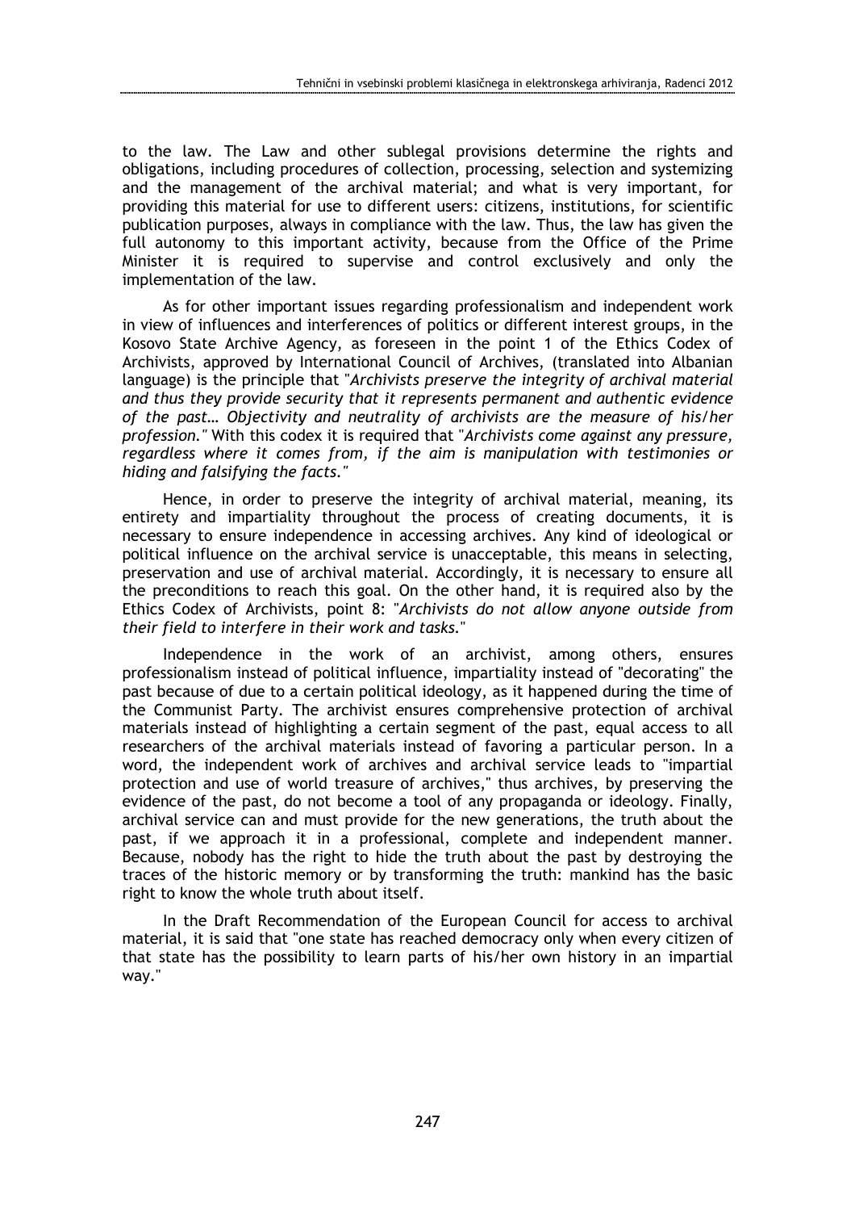to the law. The Law and other sublegal provisions determine the rights and obligations, including procedures of collection, processing, selection and systemizing and the management of the archival material; and what is very important, for providing this material for use to different users: citizens, institutions, for scientific publication purposes, always in compliance with the law. Thus, the law has given the full autonomy to this important activity, because from the Office of the Prime Minister it is required to supervise and control exclusively and only the implementation of the law.

As for other important issues regarding professionalism and independent work in view of influences and interferences of politics or different interest groups, in the Kosovo State Archive Agency, as foreseen in the point 1 of the Ethics Codex of Archivists, approved by International Council of Archives, (translated into Albanian language) is the principle that "*Archivists preserve the integrity of archival material and thus they provide security that it represents permanent and authentic evidence of the past… Objectivity and neutrality of archivists are the measure of his/her profession.*" With this codex it is required that "*Archivists come against any pressure, regardless where it comes from, if the aim is manipulation with testimonies or hiding and falsifying the facts.*"

Hence, in order to preserve the integrity of archival material, meaning, its entirety and impartiality throughout the process of creating documents, it is necessary to ensure independence in accessing archives. Any kind of ideological or political influence on the archival service is unacceptable, this means in selecting, preservation and use of archival material. Accordingly, it is necessary to ensure all the preconditions to reach this goal. On the other hand, it is required also by the Ethics Codex of Archivists, point 8: "*Archivists do not allow anyone outside from their field to interfere in their work and tasks.*"

Independence in the work of an archivist, among others, ensures professionalism instead of political influence, impartiality instead of "decorating" the past because of due to a certain political ideology, as it happened during the time of the Communist Party. The archivist ensures comprehensive protection of archival materials instead of highlighting a certain segment of the past, equal access to all researchers of the archival materials instead of favoring a particular person. In a word, the independent work of archives and archival service leads to "impartial protection and use of world treasure of archives," thus archives, by preserving the evidence of the past, do not become a tool of any propaganda or ideology. Finally, archival service can and must provide for the new generations, the truth about the past, if we approach it in a professional, complete and independent manner. Because, nobody has the right to hide the truth about the past by destroying the traces of the historic memory or by transforming the truth: mankind has the basic right to know the whole truth about itself.

In the Draft Recommendation of the European Council for access to archival material, it is said that "one state has reached democracy only when every citizen of that state has the possibility to learn parts of his/her own history in an impartial way."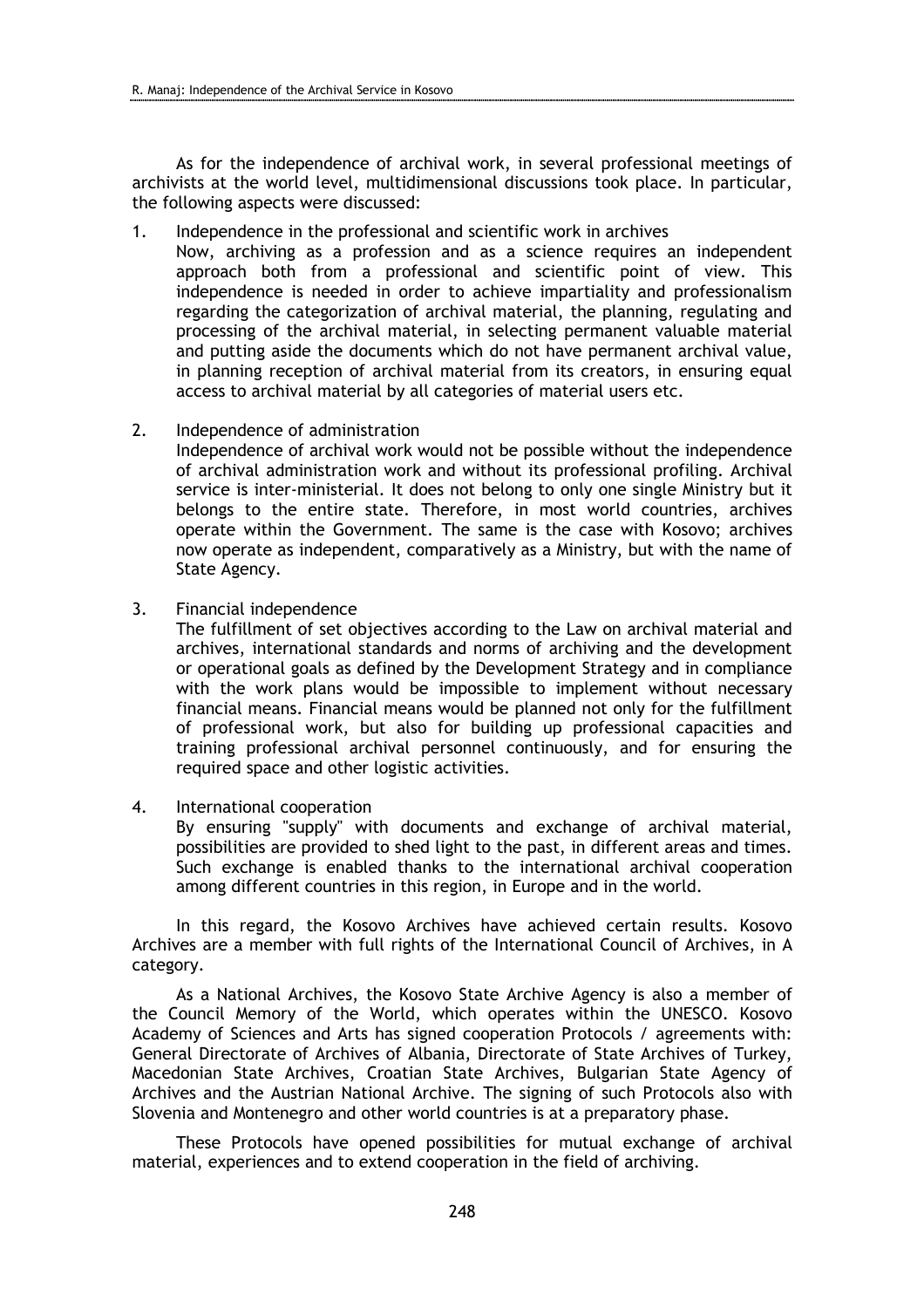As for the independence of archival work, in several professional meetings of archivists at the world level, multidimensional discussions took place. In particular, the following aspects were discussed:

1. Independence in the professional and scientific work in archives
   Now, archiving as a profession and as a science requires an independent approach both from a professional and scientific point of view. This independence is needed in order to achieve impartiality and professionalism regarding the categorization of archival material, the planning, regulating and processing of the archival material, in selecting permanent valuable material and putting aside the documents which do not have permanent archival value, in planning reception of archival material from its creators, in ensuring equal access to archival material by all categories of material users etc.

2. Independence of administration
   Independence of archival work would not be possible without the independence of archival administration work and without its professional profiling. Archival service is inter-ministerial. It does not belong to only one single Ministry but it belongs to the entire state. Therefore, in most world countries, archives operate within the Government. The same is the case with Kosovo; archives now operate as independent, comparatively as a Ministry, but with the name of State Agency.

3. Financial independence
   The fulfillment of set objectives according to the Law on archival material and archives, international standards and norms of archiving and the development or operational goals as defined by the Development Strategy and in compliance with the work plans would be impossible to implement without necessary financial means. Financial means would be planned not only for the fulfillment of professional work, but also for building up professional capacities and training professional archival personnel continuously, and for ensuring the required space and other logistic activities.

4. International cooperation
   By ensuring "supply" with documents and exchange of archival material, possibilities are provided to shed light to the past, in different areas and times. Such exchange is enabled thanks to the international archival cooperation among different countries in this region, in Europe and in the world.

In this regard, the Kosovo Archives have achieved certain results. Kosovo Archives are a member with full rights of the International Council of Archives, in A category.

As a National Archives, the Kosovo State Archive Agency is also a member of the Council Memory of the World, which operates within the UNESCO. Kosovo Academy of Sciences and Arts has signed cooperation Protocols / agreements with: General Directorate of Archives of Albania, Directorate of State Archives of Turkey, Macedonian State Archives, Croatian State Archives, Bulgarian State Agency of Archives and the Austrian National Archive. The signing of such Protocols also with Slovenia and Montenegro and other world countries is at a preparatory phase.

These Protocols have opened possibilities for mutual exchange of archival material, experiences and to extend cooperation in the field of archiving.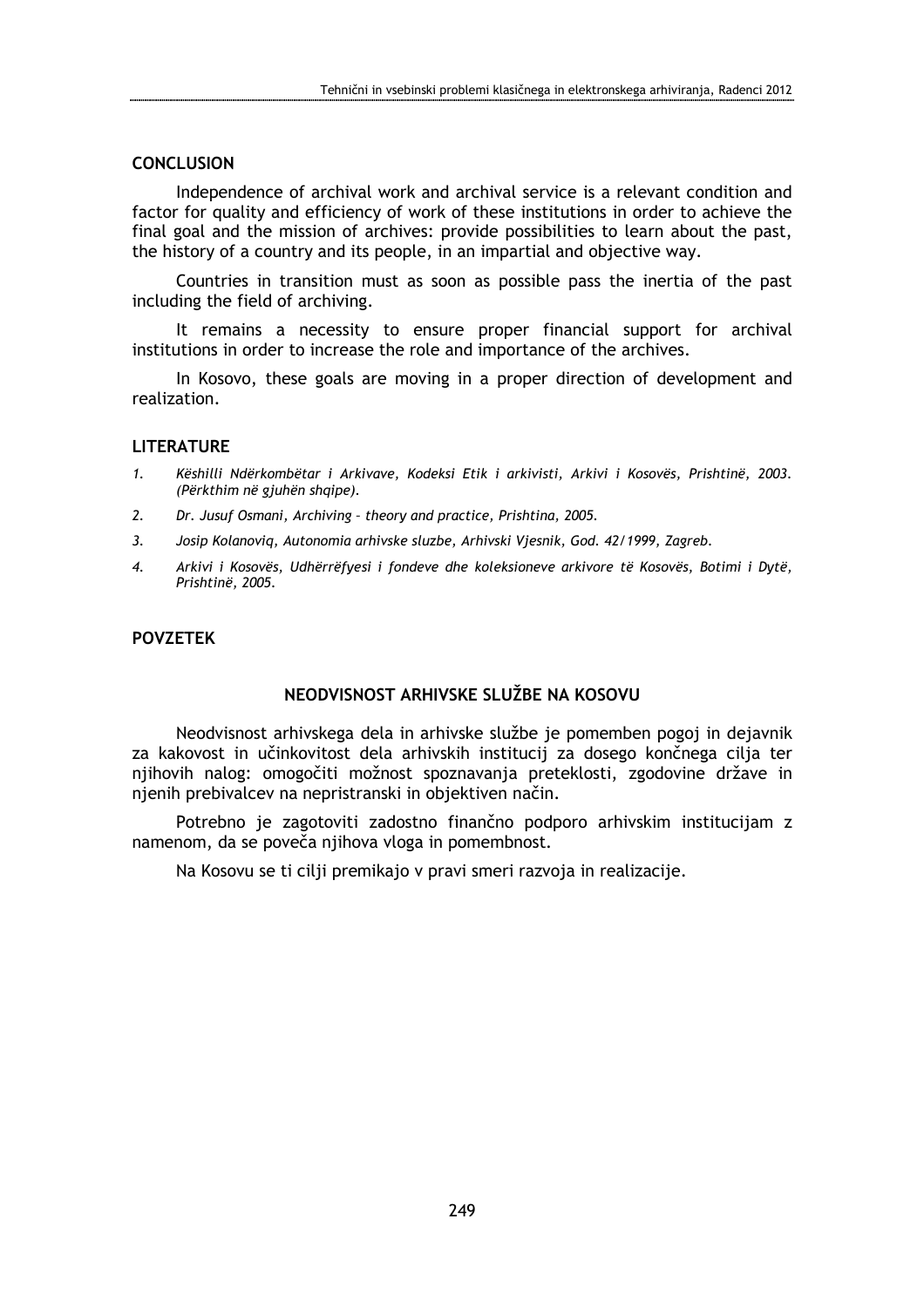## CONCLUSION

Independence of archival work and archival service is a relevant condition and factor for quality and efficiency of work of these institutions in order to achieve the final goal and the mission of archives: provide possibilities to learn about the past, the history of a country and its people, in an impartial and objective way.

Countries in transition must as soon as possible pass the inertia of the past including the field of archiving.

It remains a necessity to ensure proper financial support for archival institutions in order to increase the role and importance of the archives.

In Kosovo, these goals are moving in a proper direction of development and realization.

## LITERATURE

1. *Këshilli Ndërkombëtar i Arkivave, Kodeksi Etik i arkivisti, Arkivi i Kosovës, Prishtinë, 2003. (Përkthim në gjuhën shqipe).*
2. *Dr. Jusuf Osmani, Archiving – theory and practice, Prishtina, 2005.*
3. *Josip Kolanoviq, Autonomia arhivske sluzbe, Arhivski Vjesnik, God. 42/1999, Zagreb.*
4. *Arkivi i Kosovës, Udhërrëfyesi i fondeve dhe koleksioneve arkivore të Kosovës, Botimi i Dytë, Prishtinë, 2005.*

## POVZETEK

### NEODVISNOST ARHIVSKE SLUŽBE NA KOSOVU

Neodvisnost arhivskega dela in arhivske službe je pomemben pogoj in dejavnik za kakovost in učinkovitost dela arhivskih institucij za dosego končnega cilja ter njihovih nalog: omogočiti možnost spoznavanja preteklosti, zgodovine države in njenih prebivalcev na nepristranski in objektiven način.

Potrebno je zagotoviti zadostno finančno podporo arhivskim institucijam z namenom, da se poveča njihova vloga in pomembnost.

Na Kosovu se ti cilji premikajo v pravi smeri razvoja in realizacije.